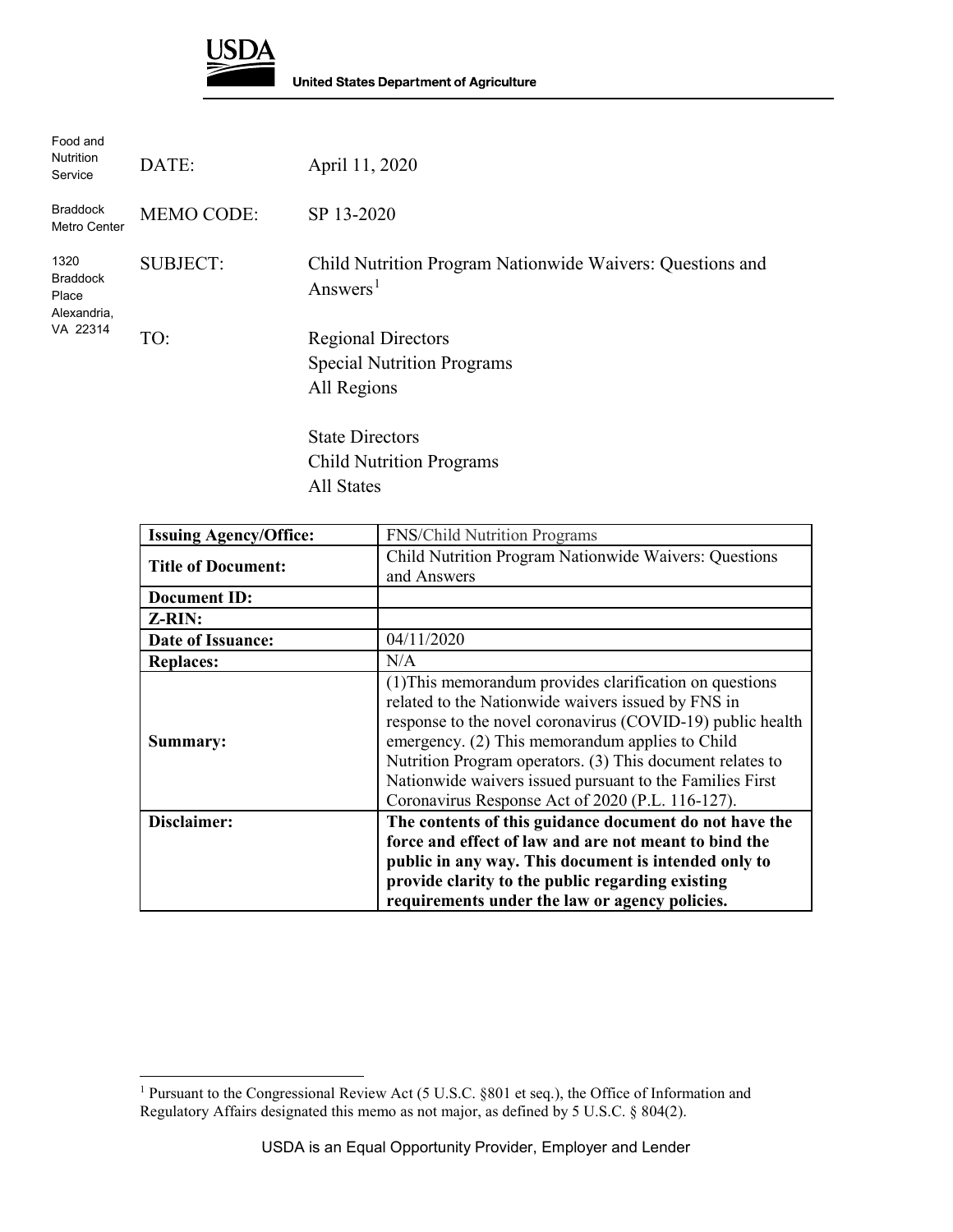**USDA**

**United States Department of Agriculture**

Food and Nutrition Service

Braddock Metro Center

1320 Braddock Place Alexandria, VA 22314

DATE: April 11, 2020

MEMO CODE: SP 13-2020

SUBJECT: Child Nutrition Program Nationwide Waivers: Questions and Answers[1]

TO: Regional Directors
Special Nutrition Programs
All Regions

State Directors
Child Nutrition Programs
All States

| **Issuing Agency/Office:** | FNS/Child Nutrition Programs |
|---|---|
| **Title of Document:** | Child Nutrition Program Nationwide Waivers: Questions and Answers |
| **Document ID:** | |
| **Z-RIN:** | |
| **Date of Issuance:** | 04/11/2020 |
| **Replaces:** | N/A |
| **Summary:** | (1)This memorandum provides clarification on questions related to the Nationwide waivers issued by FNS in response to the novel coronavirus (COVID-19) public health emergency. (2) This memorandum applies to Child Nutrition Program operators. (3) This document relates to Nationwide waivers issued pursuant to the Families First Coronavirus Response Act of 2020 (P.L. 116-127). |
| **Disclaimer:** | **The contents of this guidance document do not have the force and effect of law and are not meant to bind the public in any way. This document is intended only to provide clarity to the public regarding existing requirements under the law or agency policies.** |

[1] Pursuant to the Congressional Review Act (5 U.S.C. §801 et seq.), the Office of Information and Regulatory Affairs designated this memo as not major, as defined by 5 U.S.C. § 804(2).

USDA is an Equal Opportunity Provider, Employer and Lender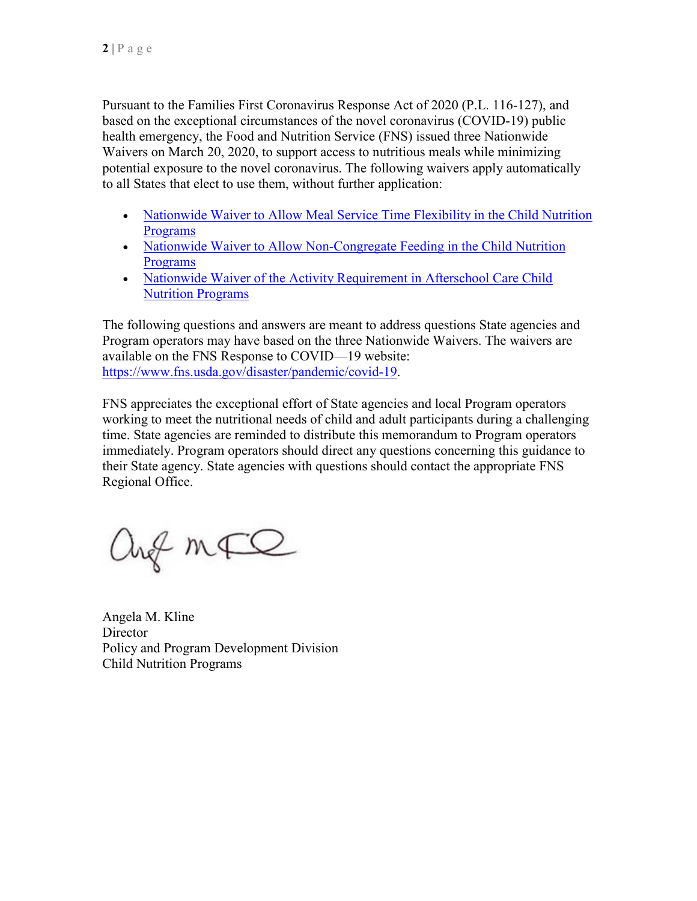Pursuant to the Families First Coronavirus Response Act of 2020 (P.L. 116-127), and based on the exceptional circumstances of the novel coronavirus (COVID-19) public health emergency, the Food and Nutrition Service (FNS) issued three Nationwide Waivers on March 20, 2020, to support access to nutritious meals while minimizing potential exposure to the novel coronavirus. The following waivers apply automatically to all States that elect to use them, without further application:

- Nationwide Waiver to Allow Meal Service Time Flexibility in the Child Nutrition Programs
- Nationwide Waiver to Allow Non-Congregate Feeding in the Child Nutrition Programs
- Nationwide Waiver of the Activity Requirement in Afterschool Care Child Nutrition Programs

The following questions and answers are meant to address questions State agencies and Program operators may have based on the three Nationwide Waivers. The waivers are available on the FNS Response to COVID—19 website: https://www.fns.usda.gov/disaster/pandemic/covid-19.

FNS appreciates the exceptional effort of State agencies and local Program operators working to meet the nutritional needs of child and adult participants during a challenging time. State agencies are reminded to distribute this memorandum to Program operators immediately. Program operators should direct any questions concerning this guidance to their State agency. State agencies with questions should contact the appropriate FNS Regional Office.

Angela M. Kline
Director
Policy and Program Development Division
Child Nutrition Programs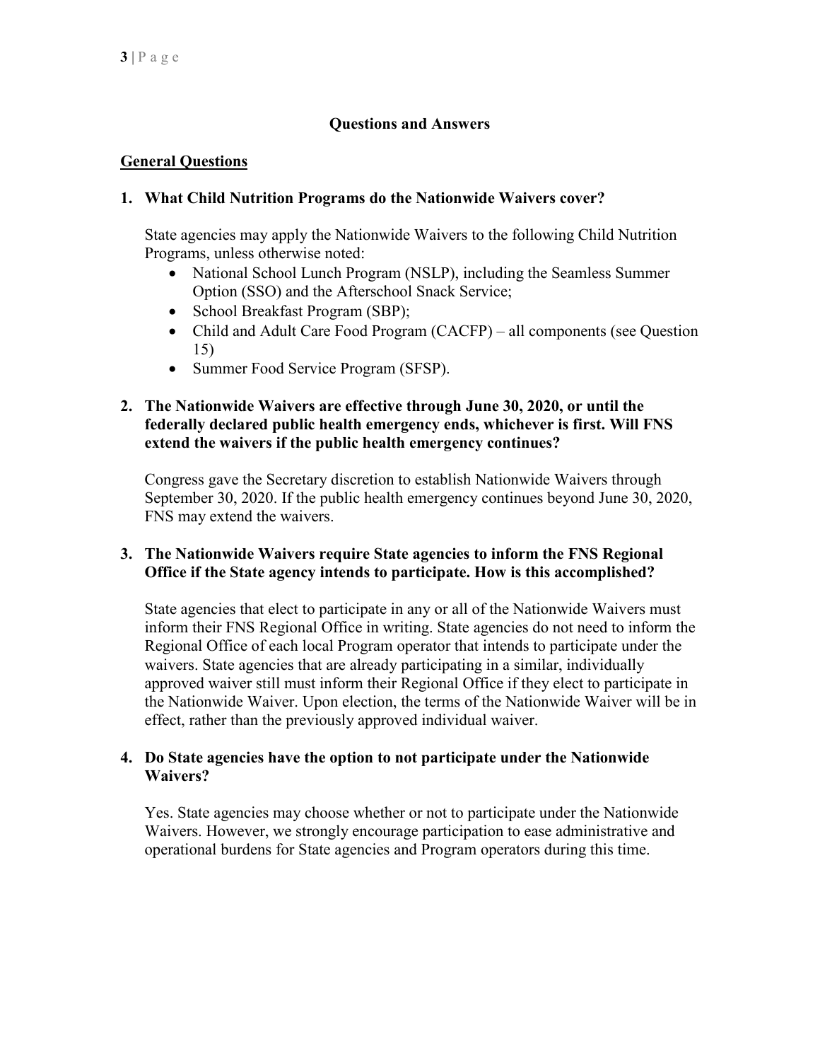## Questions and Answers

### General Questions

**1. What Child Nutrition Programs do the Nationwide Waivers cover?**

State agencies may apply the Nationwide Waivers to the following Child Nutrition Programs, unless otherwise noted:

- National School Lunch Program (NSLP), including the Seamless Summer Option (SSO) and the Afterschool Snack Service;
- School Breakfast Program (SBP);
- Child and Adult Care Food Program (CACFP) – all components (see Question 15)
- Summer Food Service Program (SFSP).

**2. The Nationwide Waivers are effective through June 30, 2020, or until the federally declared public health emergency ends, whichever is first. Will FNS extend the waivers if the public health emergency continues?**

Congress gave the Secretary discretion to establish Nationwide Waivers through September 30, 2020. If the public health emergency continues beyond June 30, 2020, FNS may extend the waivers.

**3. The Nationwide Waivers require State agencies to inform the FNS Regional Office if the State agency intends to participate. How is this accomplished?**

State agencies that elect to participate in any or all of the Nationwide Waivers must inform their FNS Regional Office in writing. State agencies do not need to inform the Regional Office of each local Program operator that intends to participate under the waivers. State agencies that are already participating in a similar, individually approved waiver still must inform their Regional Office if they elect to participate in the Nationwide Waiver. Upon election, the terms of the Nationwide Waiver will be in effect, rather than the previously approved individual waiver.

**4. Do State agencies have the option to not participate under the Nationwide Waivers?**

Yes. State agencies may choose whether or not to participate under the Nationwide Waivers. However, we strongly encourage participation to ease administrative and operational burdens for State agencies and Program operators during this time.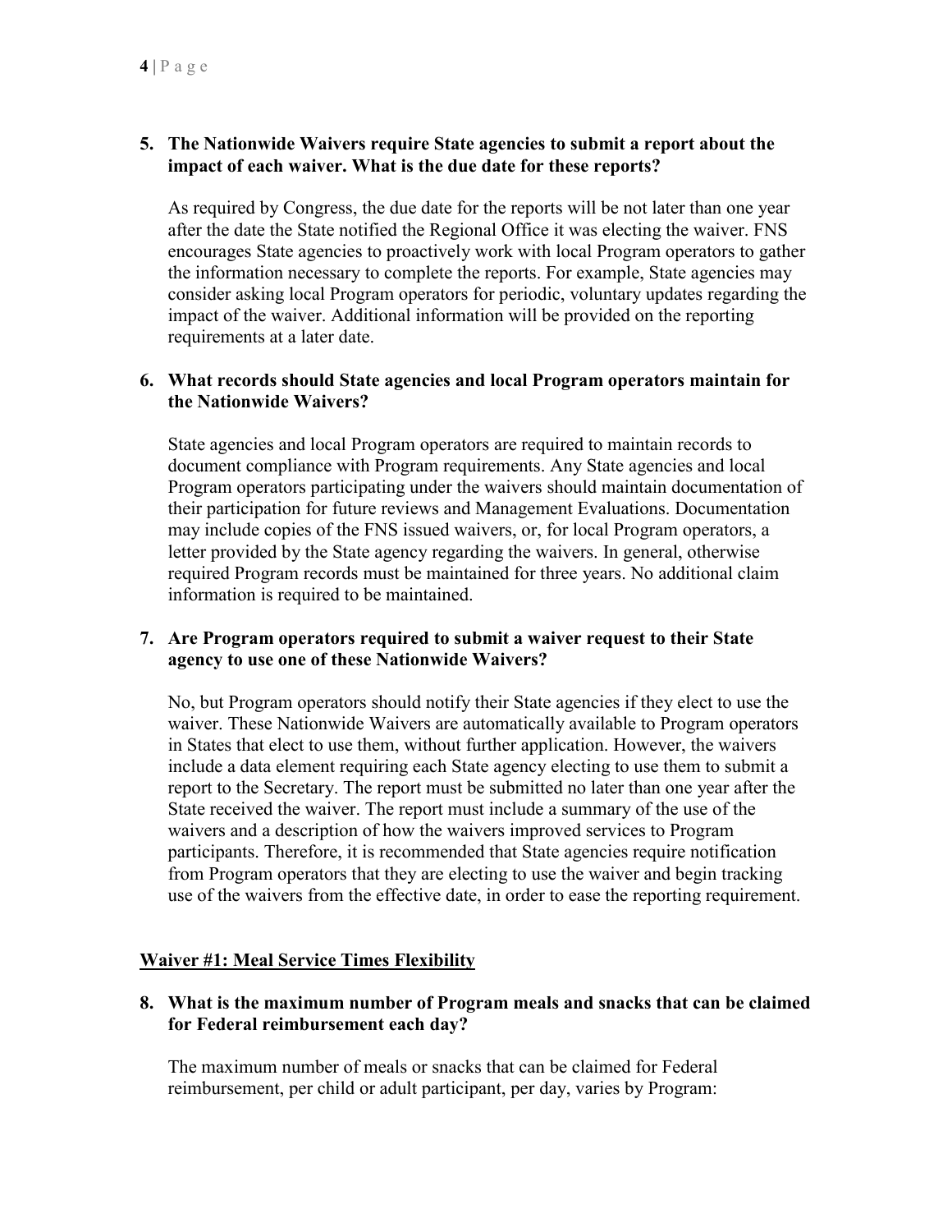**5. The Nationwide Waivers require State agencies to submit a report about the impact of each waiver. What is the due date for these reports?**

As required by Congress, the due date for the reports will be not later than one year after the date the State notified the Regional Office it was electing the waiver. FNS encourages State agencies to proactively work with local Program operators to gather the information necessary to complete the reports. For example, State agencies may consider asking local Program operators for periodic, voluntary updates regarding the impact of the waiver. Additional information will be provided on the reporting requirements at a later date.

**6. What records should State agencies and local Program operators maintain for the Nationwide Waivers?**

State agencies and local Program operators are required to maintain records to document compliance with Program requirements. Any State agencies and local Program operators participating under the waivers should maintain documentation of their participation for future reviews and Management Evaluations. Documentation may include copies of the FNS issued waivers, or, for local Program operators, a letter provided by the State agency regarding the waivers. In general, otherwise required Program records must be maintained for three years. No additional claim information is required to be maintained.

**7. Are Program operators required to submit a waiver request to their State agency to use one of these Nationwide Waivers?**

No, but Program operators should notify their State agencies if they elect to use the waiver. These Nationwide Waivers are automatically available to Program operators in States that elect to use them, without further application. However, the waivers include a data element requiring each State agency electing to use them to submit a report to the Secretary. The report must be submitted no later than one year after the State received the waiver. The report must include a summary of the use of the waivers and a description of how the waivers improved services to Program participants. Therefore, it is recommended that State agencies require notification from Program operators that they are electing to use the waiver and begin tracking use of the waivers from the effective date, in order to ease the reporting requirement.

## Waiver #1: Meal Service Times Flexibility

**8. What is the maximum number of Program meals and snacks that can be claimed for Federal reimbursement each day?**

The maximum number of meals or snacks that can be claimed for Federal reimbursement, per child or adult participant, per day, varies by Program: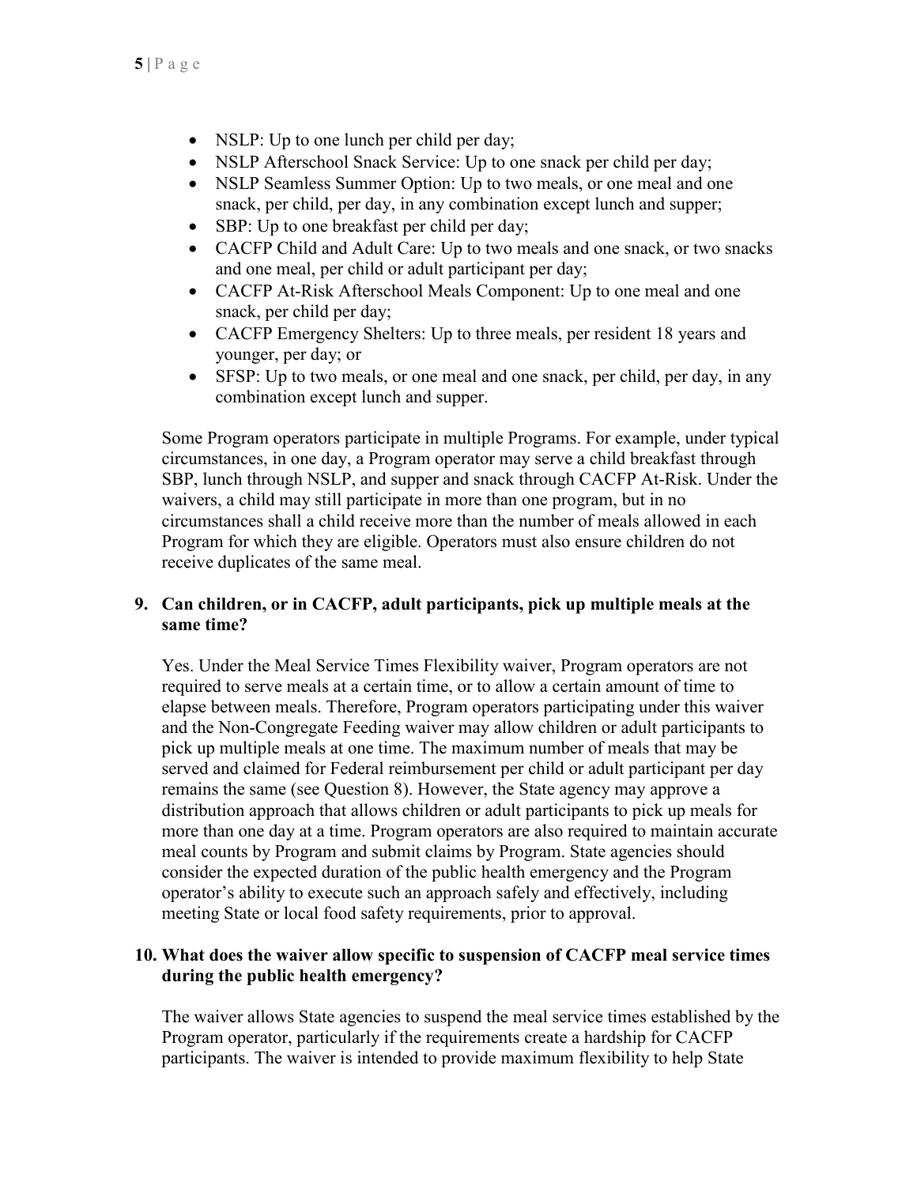- NSLP: Up to one lunch per child per day;
- NSLP Afterschool Snack Service: Up to one snack per child per day;
- NSLP Seamless Summer Option: Up to two meals, or one meal and one snack, per child, per day, in any combination except lunch and supper;
- SBP: Up to one breakfast per child per day;
- CACFP Child and Adult Care: Up to two meals and one snack, or two snacks and one meal, per child or adult participant per day;
- CACFP At-Risk Afterschool Meals Component: Up to one meal and one snack, per child per day;
- CACFP Emergency Shelters: Up to three meals, per resident 18 years and younger, per day; or
- SFSP: Up to two meals, or one meal and one snack, per child, per day, in any combination except lunch and supper.

Some Program operators participate in multiple Programs. For example, under typical circumstances, in one day, a Program operator may serve a child breakfast through SBP, lunch through NSLP, and supper and snack through CACFP At-Risk. Under the waivers, a child may still participate in more than one program, but in no circumstances shall a child receive more than the number of meals allowed in each Program for which they are eligible. Operators must also ensure children do not receive duplicates of the same meal.

**9. Can children, or in CACFP, adult participants, pick up multiple meals at the same time?**

Yes. Under the Meal Service Times Flexibility waiver, Program operators are not required to serve meals at a certain time, or to allow a certain amount of time to elapse between meals. Therefore, Program operators participating under this waiver and the Non-Congregate Feeding waiver may allow children or adult participants to pick up multiple meals at one time. The maximum number of meals that may be served and claimed for Federal reimbursement per child or adult participant per day remains the same (see Question 8). However, the State agency may approve a distribution approach that allows children or adult participants to pick up meals for more than one day at a time. Program operators are also required to maintain accurate meal counts by Program and submit claims by Program. State agencies should consider the expected duration of the public health emergency and the Program operator's ability to execute such an approach safely and effectively, including meeting State or local food safety requirements, prior to approval.

**10. What does the waiver allow specific to suspension of CACFP meal service times during the public health emergency?**

The waiver allows State agencies to suspend the meal service times established by the Program operator, particularly if the requirements create a hardship for CACFP participants. The waiver is intended to provide maximum flexibility to help State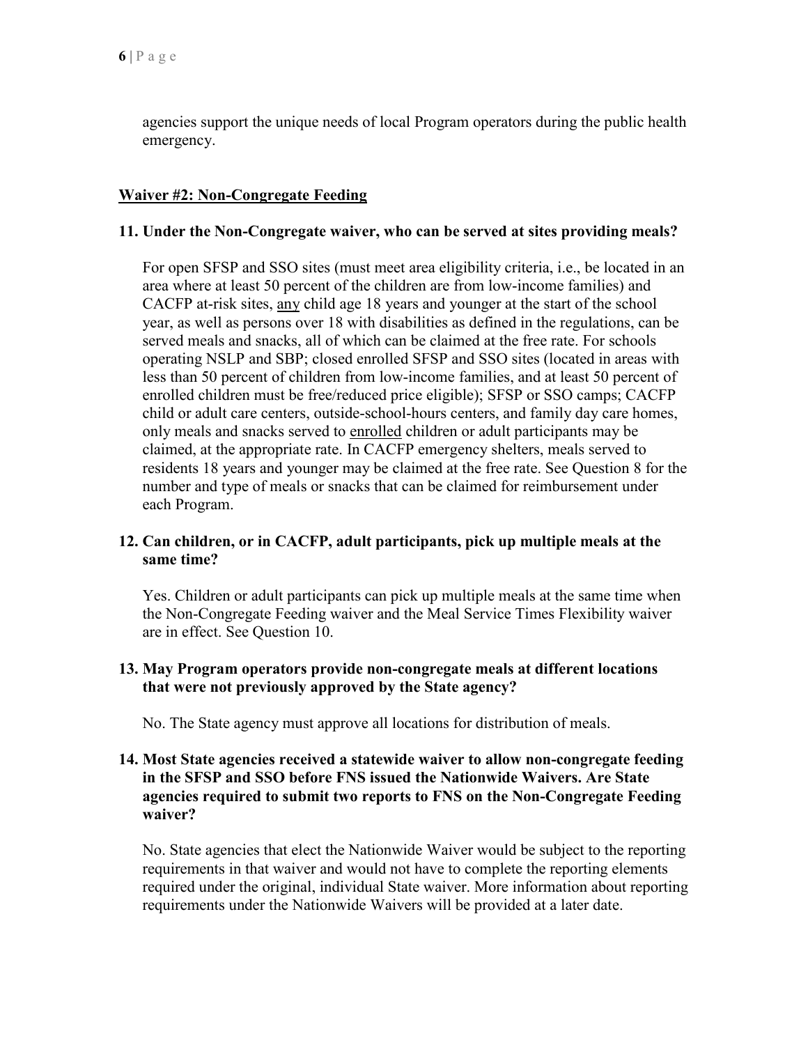agencies support the unique needs of local Program operators during the public health emergency.

## Waiver #2: Non-Congregate Feeding

**11. Under the Non-Congregate waiver, who can be served at sites providing meals?**

For open SFSP and SSO sites (must meet area eligibility criteria, i.e., be located in an area where at least 50 percent of the children are from low-income families) and CACFP at-risk sites, any child age 18 years and younger at the start of the school year, as well as persons over 18 with disabilities as defined in the regulations, can be served meals and snacks, all of which can be claimed at the free rate. For schools operating NSLP and SBP; closed enrolled SFSP and SSO sites (located in areas with less than 50 percent of children from low-income families, and at least 50 percent of enrolled children must be free/reduced price eligible); SFSP or SSO camps; CACFP child or adult care centers, outside-school-hours centers, and family day care homes, only meals and snacks served to enrolled children or adult participants may be claimed, at the appropriate rate. In CACFP emergency shelters, meals served to residents 18 years and younger may be claimed at the free rate. See Question 8 for the number and type of meals or snacks that can be claimed for reimbursement under each Program.

**12. Can children, or in CACFP, adult participants, pick up multiple meals at the same time?**

Yes. Children or adult participants can pick up multiple meals at the same time when the Non-Congregate Feeding waiver and the Meal Service Times Flexibility waiver are in effect. See Question 10.

**13. May Program operators provide non-congregate meals at different locations that were not previously approved by the State agency?**

No. The State agency must approve all locations for distribution of meals.

**14. Most State agencies received a statewide waiver to allow non-congregate feeding in the SFSP and SSO before FNS issued the Nationwide Waivers. Are State agencies required to submit two reports to FNS on the Non-Congregate Feeding waiver?**

No. State agencies that elect the Nationwide Waiver would be subject to the reporting requirements in that waiver and would not have to complete the reporting elements required under the original, individual State waiver. More information about reporting requirements under the Nationwide Waivers will be provided at a later date.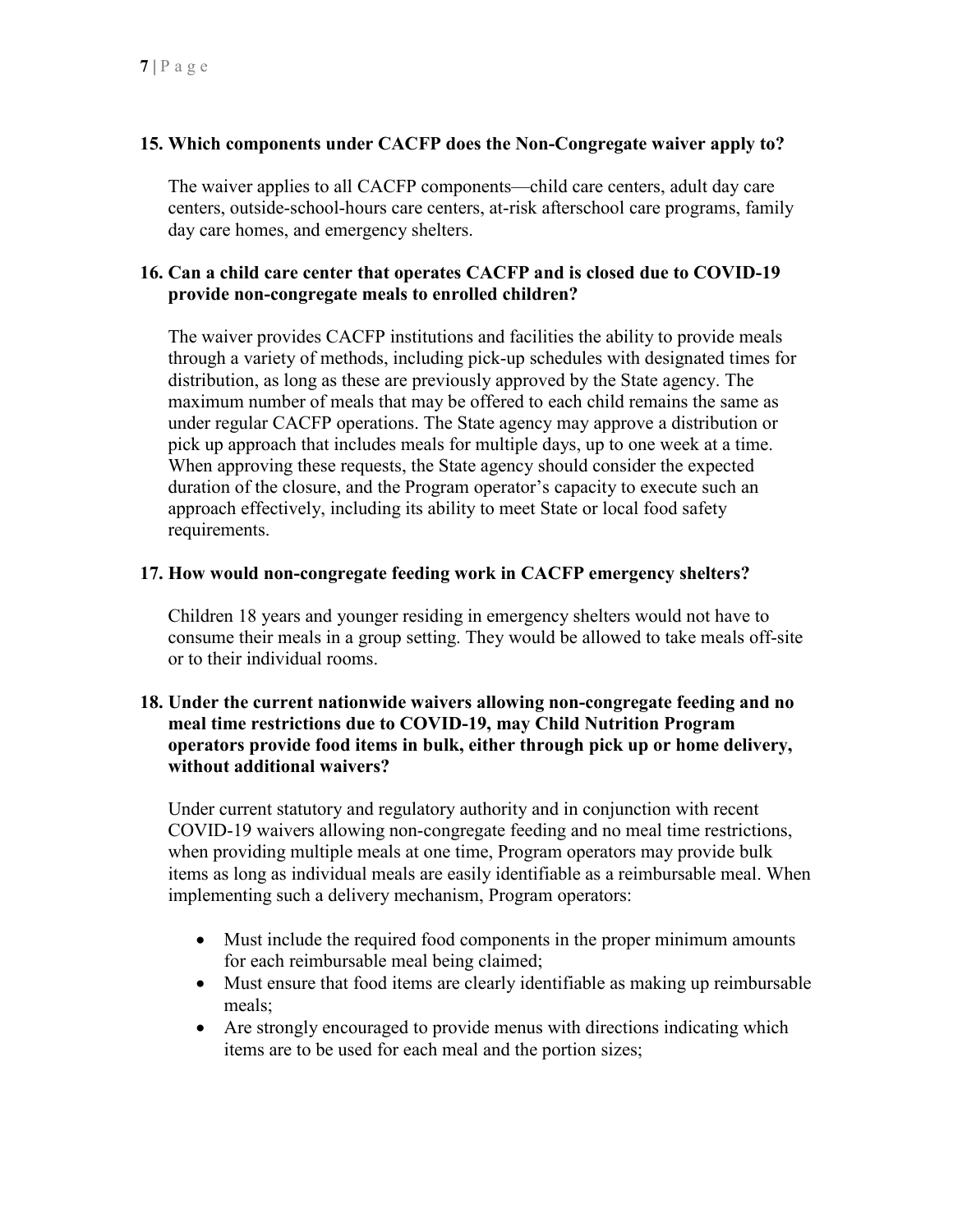**15. Which components under CACFP does the Non-Congregate waiver apply to?**

The waiver applies to all CACFP components—child care centers, adult day care centers, outside-school-hours care centers, at-risk afterschool care programs, family day care homes, and emergency shelters.

**16. Can a child care center that operates CACFP and is closed due to COVID-19 provide non-congregate meals to enrolled children?**

The waiver provides CACFP institutions and facilities the ability to provide meals through a variety of methods, including pick-up schedules with designated times for distribution, as long as these are previously approved by the State agency. The maximum number of meals that may be offered to each child remains the same as under regular CACFP operations. The State agency may approve a distribution or pick up approach that includes meals for multiple days, up to one week at a time. When approving these requests, the State agency should consider the expected duration of the closure, and the Program operator's capacity to execute such an approach effectively, including its ability to meet State or local food safety requirements.

**17. How would non-congregate feeding work in CACFP emergency shelters?**

Children 18 years and younger residing in emergency shelters would not have to consume their meals in a group setting. They would be allowed to take meals off-site or to their individual rooms.

**18. Under the current nationwide waivers allowing non-congregate feeding and no meal time restrictions due to COVID-19, may Child Nutrition Program operators provide food items in bulk, either through pick up or home delivery, without additional waivers?**

Under current statutory and regulatory authority and in conjunction with recent COVID-19 waivers allowing non-congregate feeding and no meal time restrictions, when providing multiple meals at one time, Program operators may provide bulk items as long as individual meals are easily identifiable as a reimbursable meal. When implementing such a delivery mechanism, Program operators:

- Must include the required food components in the proper minimum amounts for each reimbursable meal being claimed;
- Must ensure that food items are clearly identifiable as making up reimbursable meals;
- Are strongly encouraged to provide menus with directions indicating which items are to be used for each meal and the portion sizes;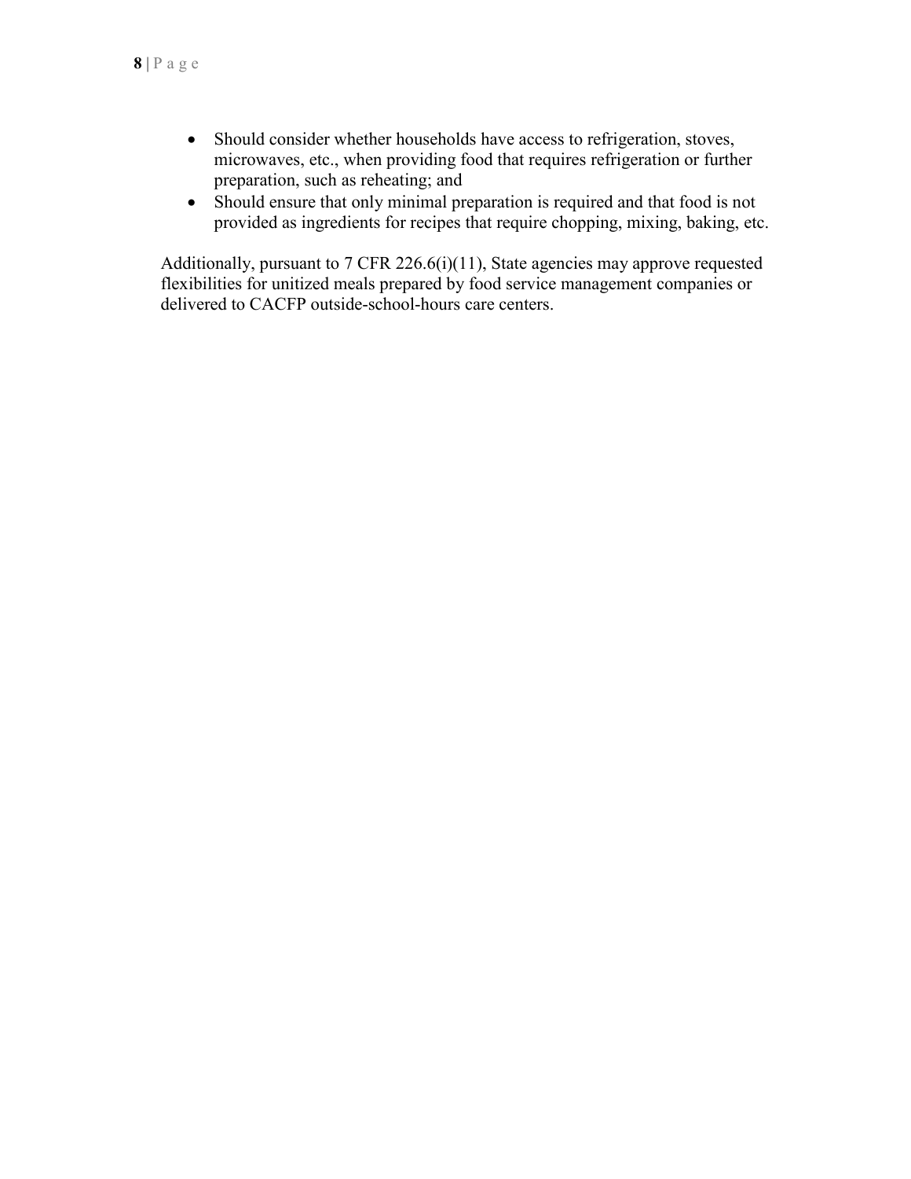- Should consider whether households have access to refrigeration, stoves, microwaves, etc., when providing food that requires refrigeration or further preparation, such as reheating; and
- Should ensure that only minimal preparation is required and that food is not provided as ingredients for recipes that require chopping, mixing, baking, etc.

Additionally, pursuant to 7 CFR 226.6(i)(11), State agencies may approve requested flexibilities for unitized meals prepared by food service management companies or delivered to CACFP outside-school-hours care centers.